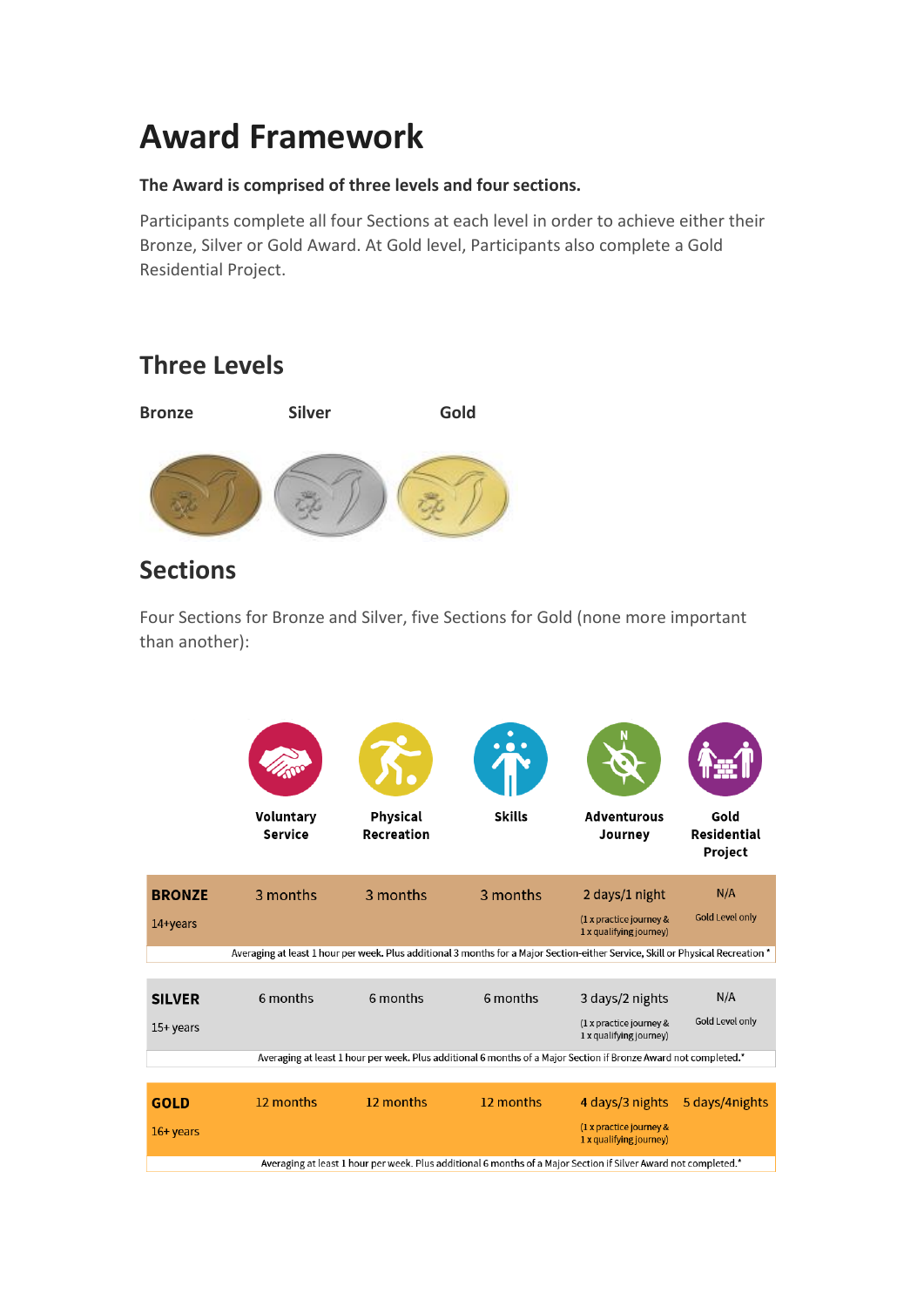# Award Framework

**The Award is comprised of three levels and four sections.**

Participants complete all four Sections at each level in order to achieve either their Bronze, Silver or Gold Award. At Gold level, Participants also complete a Gold Residential Project.

## Three Levels

**Bronze** **Silver** **Gold**

## Sections

Four Sections for Bronze and Silver, five Sections for Gold (none more important than another):

| | Voluntary Service | Physical Recreation | Skills | Adventurous Journey | Gold Residential Project |
|---|---|---|---|---|---|
| **BRONZE** 14+years | 3 months | 3 months | 3 months | 2 days/1 night (1 x practice journey & 1 x qualifying journey) | N/A Gold Level only |
| Averaging at least 1 hour per week. Plus additional 3 months for a Major Section-either Service, Skill or Physical Recreation * | | | | | |
| **SILVER** 15+ years | 6 months | 6 months | 6 months | 3 days/2 nights (1 x practice journey & 1 x qualifying journey) | N/A Gold Level only |
| Averaging at least 1 hour per week. Plus additional 6 months of a Major Section if Bronze Award not completed.* | | | | | |
| **GOLD** 16+ years | 12 months | 12 months | 12 months | 4 days/3 nights (1 x practice journey & 1 x qualifying journey) | 5 days/4nights |
| Averaging at least 1 hour per week. Plus additional 6 months of a Major Section if Silver Award not completed.* | | | | | |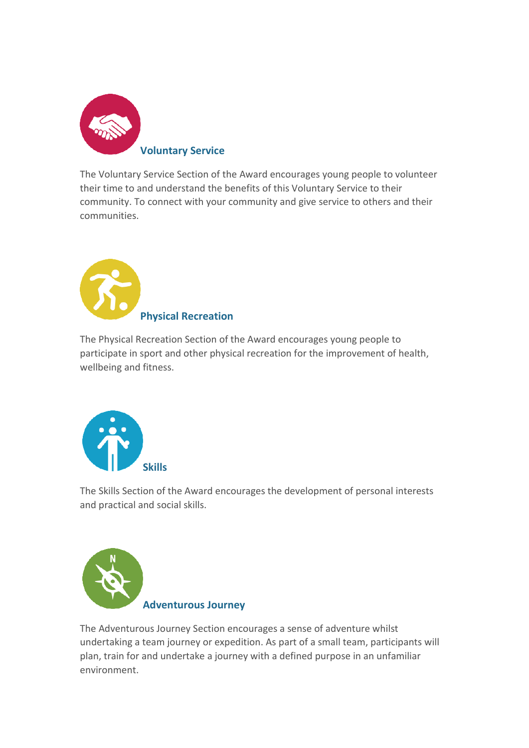## Voluntary Service

The Voluntary Service Section of the Award encourages young people to volunteer their time to and understand the benefits of this Voluntary Service to their community. To connect with your community and give service to others and their communities.

## Physical Recreation

The Physical Recreation Section of the Award encourages young people to participate in sport and other physical recreation for the improvement of health, wellbeing and fitness.

## Skills

The Skills Section of the Award encourages the development of personal interests and practical and social skills.

## Adventurous Journey

The Adventurous Journey Section encourages a sense of adventure whilst undertaking a team journey or expedition. As part of a small team, participants will plan, train for and undertake a journey with a defined purpose in an unfamiliar environment.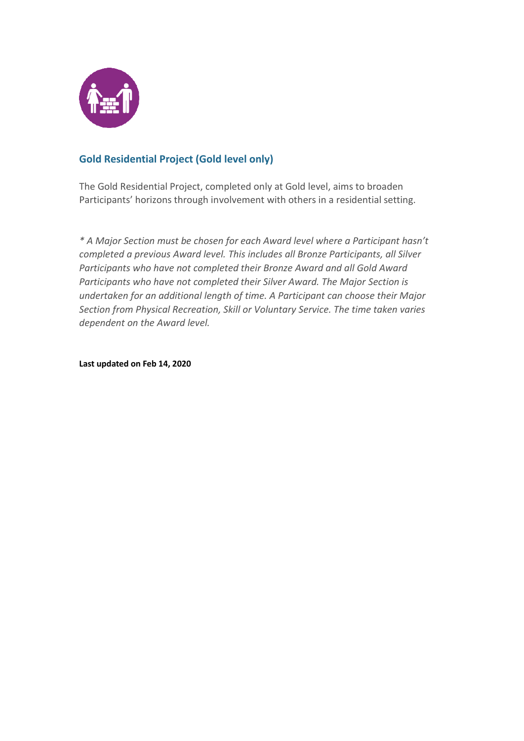## Gold Residential Project (Gold level only)

The Gold Residential Project, completed only at Gold level, aims to broaden Participants' horizons through involvement with others in a residential setting.

*\* A Major Section must be chosen for each Award level where a Participant hasn't completed a previous Award level. This includes all Bronze Participants, all Silver Participants who have not completed their Bronze Award and all Gold Award Participants who have not completed their Silver Award. The Major Section is undertaken for an additional length of time. A Participant can choose their Major Section from Physical Recreation, Skill or Voluntary Service. The time taken varies dependent on the Award level.*

**Last updated on Feb 14, 2020**